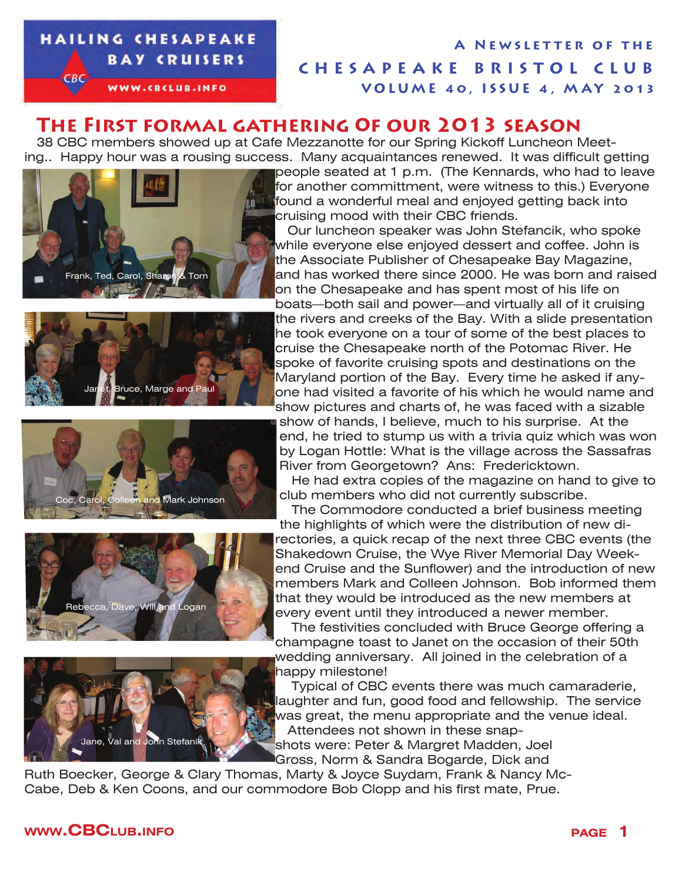# Hailing Chesapeake Bay Cruisers

CBC

WWW.CBCLUB.INFO

A Newsletter of the Chesapeake Bristol Club
Volume 40, Issue 4, May 2013

## The First formal gathering Of our 2013 season

38 CBC members showed up at Cafe Mezzanotte for our Spring Kickoff Luncheon Meeting.. Happy hour was a rousing success. Many acquaintances renewed. It was difficult getting people seated at 1 p.m. (The Kennards, who had to leave for another committment, were witness to this.) Everyone found a wonderful meal and enjoyed getting back into cruising mood with their CBC friends.

Frank, Ted, Carol, Sharon & Tom

Janet, Bruce, Marge and Paul

Coc, Carol, Colleen and Mark Johnson

Rebecca, Dave, Will and Logan

Jane, Val and John Stefanik

Our luncheon speaker was John Stefancik, who spoke while everyone else enjoyed dessert and coffee. John is the Associate Publisher of Chesapeake Bay Magazine, and has worked there since 2000. He was born and raised on the Chesapeake and has spent most of his life on boats—both sail and power—and virtually all of it cruising the rivers and creeks of the Bay. With a slide presentation he took everyone on a tour of some of the best places to cruise the Chesapeake north of the Potomac River. He spoke of favorite cruising spots and destinations on the Maryland portion of the Bay. Every time he asked if anyone had visited a favorite of his which he would name and show pictures and charts of, he was faced with a sizable show of hands, I believe, much to his surprise. At the end, he tried to stump us with a trivia quiz which was won by Logan Hottle: What is the village across the Sassafras River from Georgetown? Ans: Fredericktown.

He had extra copies of the magazine on hand to give to club members who did not currently subscribe.

The Commodore conducted a brief business meeting the highlights of which were the distribution of new directories, a quick recap of the next three CBC events (the Shakedown Cruise, the Wye River Memorial Day Weekend Cruise and the Sunflower) and the introduction of new members Mark and Colleen Johnson. Bob informed them that they would be introduced as the new members at every event until they introduced a newer member.

The festivities concluded with Bruce George offering a champagne toast to Janet on the occasion of their 50th wedding anniversary. All joined in the celebration of a happy milestone!

Typical of CBC events there was much camaraderie, laughter and fun, good food and fellowship. The service was great, the menu appropriate and the venue ideal.

Attendees not shown in these snapshots were: Peter & Margret Madden, Joel Gross, Norm & Sandra Bogarde, Dick and Ruth Boecker, George & Clary Thomas, Marty & Joyce Suydam, Frank & Nancy McCabe, Deb & Ken Coons, and our commodore Bob Clopp and his first mate, Prue.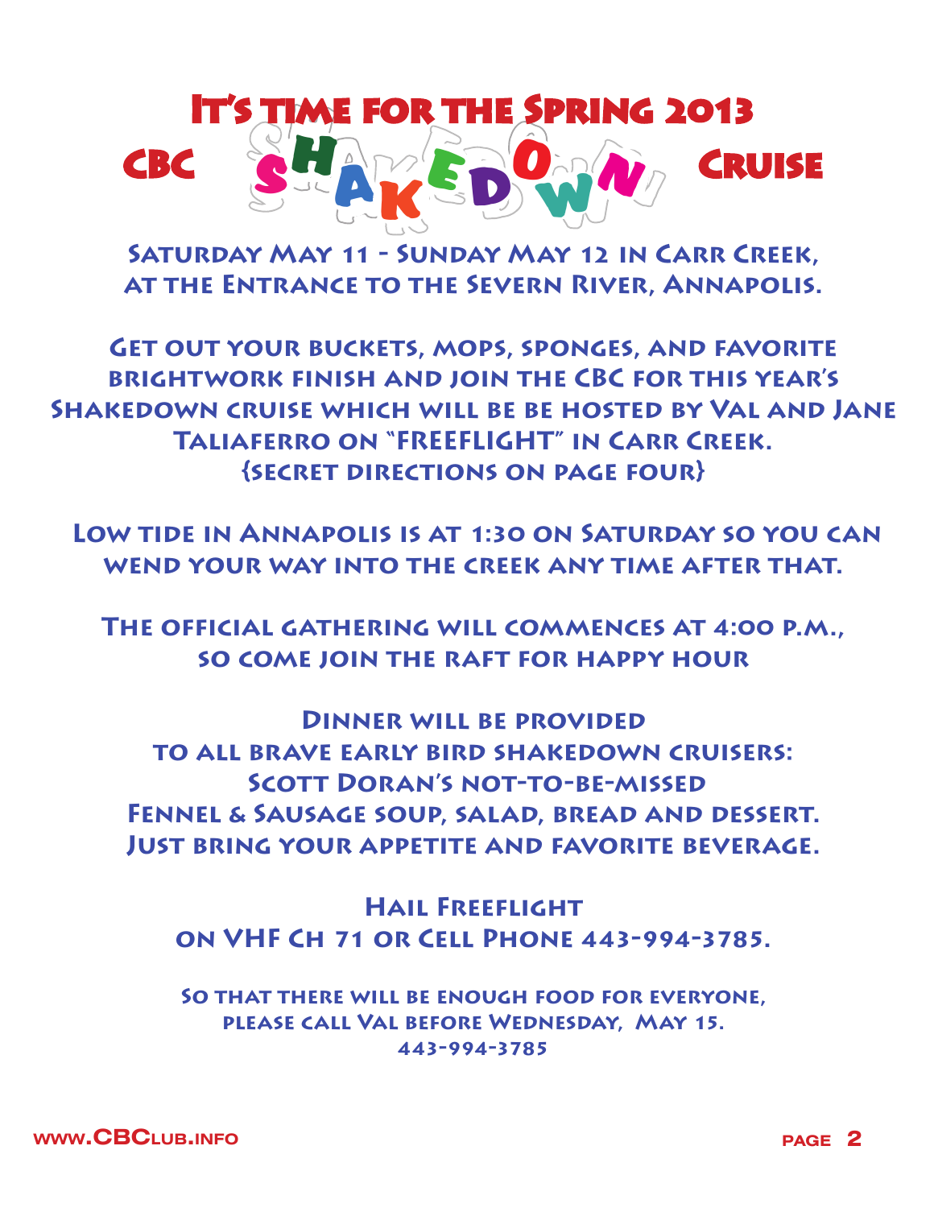# It's time for the Spring 2013 CBC SHAKEDOWN Cruise

**Saturday May 11 - Sunday May 12 in Carr Creek, at the Entrance to the Severn River, Annapolis.**

Get out your buckets, mops, sponges, and favorite brightwork finish and join the CBC for this year's Shakedown cruise which will be be hosted by Val and Jane Taliaferro on "FREEFLIGHT" in Carr Creek.
{secret directions on page four}

Low tide in Annapolis is at 1:30 on Saturday so you can wend your way into the creek any time after that.

The official gathering will commences at 4:00 p.m., so come join the raft for happy hour

Dinner will be provided
to all brave early bird shakedown cruisers:
Scott Doran's not-to-be-missed
Fennel & Sausage soup, salad, bread and dessert.
Just bring your appetite and favorite beverage.

Hail Freeflight
on VHF Ch 71 or Cell Phone 443-994-3785.

So that there will be enough food for everyone, please call Val before Wednesday, May 15.
443-994-3785

www.CBClub.info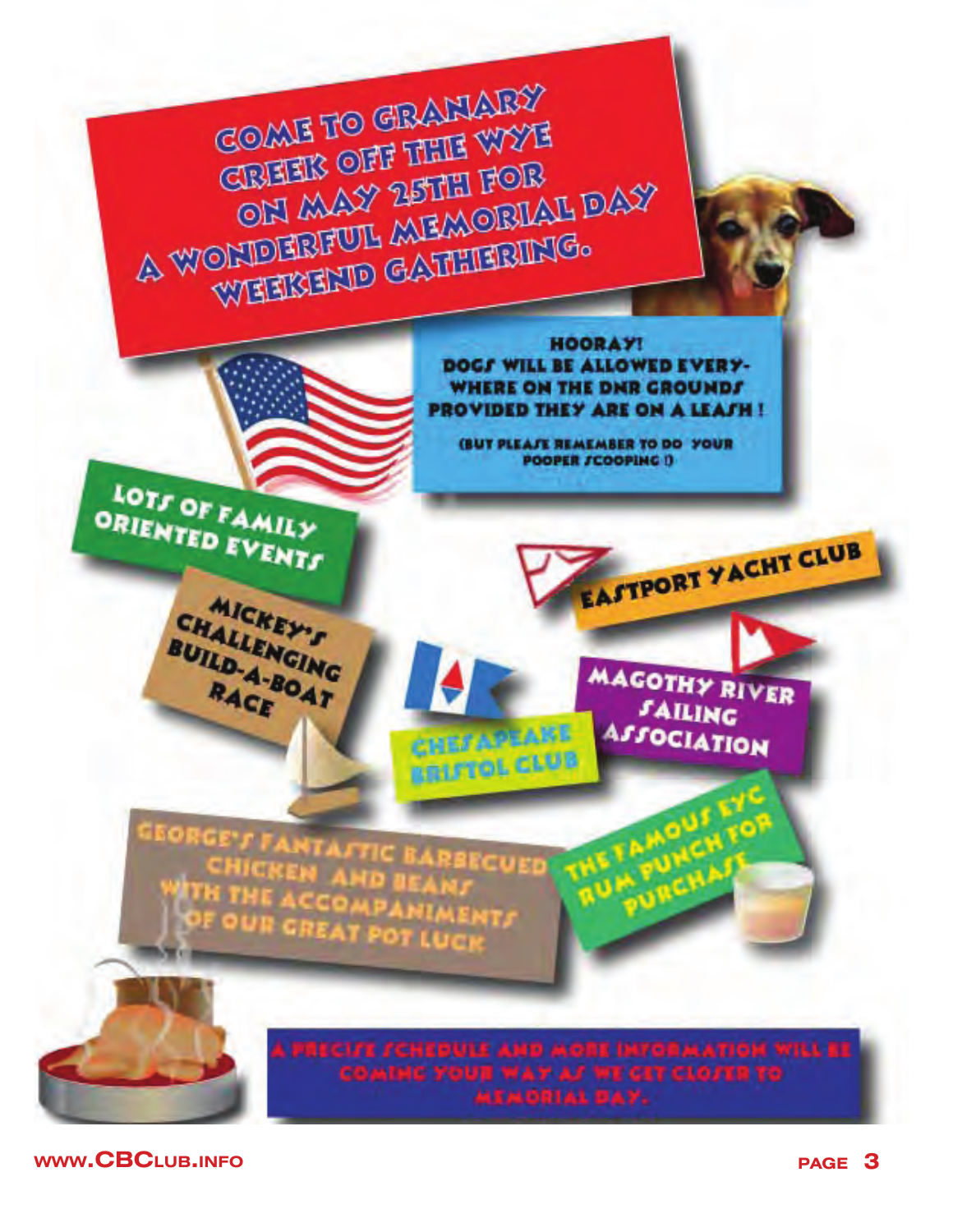# COME TO GRANARY CREEK OFF THE WYE ON MAY 25TH FOR A WONDERFUL MEMORIAL DAY WEEKEND GATHERING.

**HOORAY!**
**DOGS WILL BE ALLOWED EVERYWHERE ON THE DNR GROUNDS PROVIDED THEY ARE ON A LEASH!**

(BUT PLEASE REMEMBER TO DO YOUR POOPER SCOOPING !)

**LOTS OF FAMILY ORIENTED EVENTS**

MICKEY'S CHALLENGING BUILD-A-BOAT RACE

EASTPORT YACHT CLUB

MAGOTHY RIVER SAILING ASSOCIATION

CHESAPEAKE BRISTOL CLUB

GEORGE'S FANTASTIC BARBECUED CHICKEN AND BEANS WITH THE ACCOMPANIMENTS OF OUR GREAT POT LUCK

THE FAMOUS EYC RUM PUNCH FOR PURCHASE

A PRECISE SCHEDULE AND MORE INFORMATION WILL BE COMING YOUR WAY AS WE GET CLOSER TO MEMORIAL DAY.

www.CBClub.info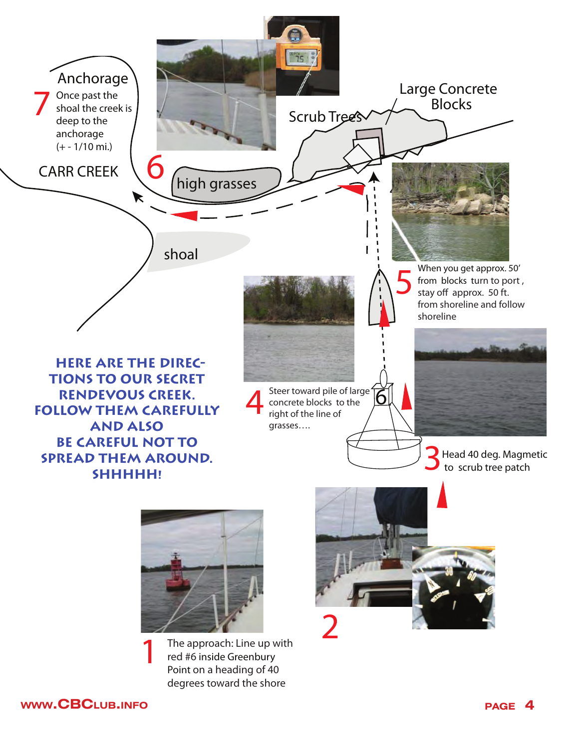Anchorage

7 Once past the shoal the creek is deep to the anchorage (+ - 1/10 mi.)

CARR CREEK

6

high grasses

shoal

Scrub Trees

Large Concrete Blocks

5 When you get approx. 50' from blocks turn to port, stay off approx. 50 ft. from shoreline and follow shoreline

**HERE ARE THE DIRECTIONS TO OUR SECRET RENDEVOUS CREEK. FOLLOW THEM CAREFULLY AND ALSO BE CAREFUL NOT TO SPREAD THEM AROUND. SHHHHH!**

4 Steer toward pile of large concrete blocks to the right of the line of grasses….

6

3 Head 40 deg. Magmetic to scrub tree patch

2

1 The approach: Line up with red #6 inside Greenbury Point on a heading of 40 degrees toward the shore

www.CBClub.info